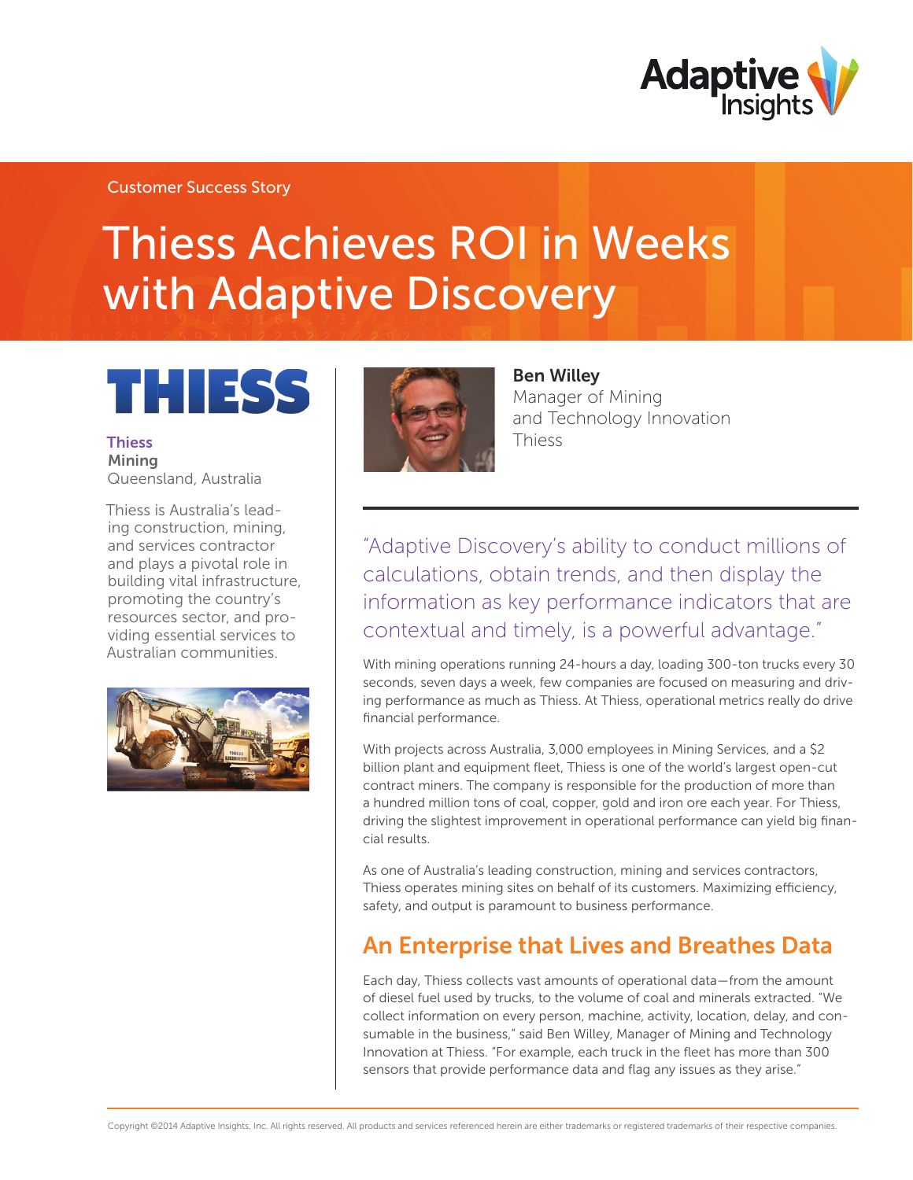Customer Success Story

# Thiess Achieves ROI in Weeks with Adaptive Discovery

**Thiess**
**Mining**
Queensland, Australia

Thiess is Australia's leading construction, mining, and services contractor and plays a pivotal role in building vital infrastructure, promoting the country's resources sector, and providing essential services to Australian communities.

**Ben Willey**
Manager of Mining and Technology Innovation
Thiess

"Adaptive Discovery's ability to conduct millions of calculations, obtain trends, and then display the information as key performance indicators that are contextual and timely, is a powerful advantage."

With mining operations running 24-hours a day, loading 300-ton trucks every 30 seconds, seven days a week, few companies are focused on measuring and driving performance as much as Thiess. At Thiess, operational metrics really do drive financial performance.

With projects across Australia, 3,000 employees in Mining Services, and a $2 billion plant and equipment fleet, Thiess is one of the world's largest open-cut contract miners. The company is responsible for the production of more than a hundred million tons of coal, copper, gold and iron ore each year. For Thiess, driving the slightest improvement in operational performance can yield big financial results.

As one of Australia's leading construction, mining and services contractors, Thiess operates mining sites on behalf of its customers. Maximizing efficiency, safety, and output is paramount to business performance.

## An Enterprise that Lives and Breathes Data

Each day, Thiess collects vast amounts of operational data—from the amount of diesel fuel used by trucks, to the volume of coal and minerals extracted. "We collect information on every person, machine, activity, location, delay, and consumable in the business," said Ben Willey, Manager of Mining and Technology Innovation at Thiess. "For example, each truck in the fleet has more than 300 sensors that provide performance data and flag any issues as they arise."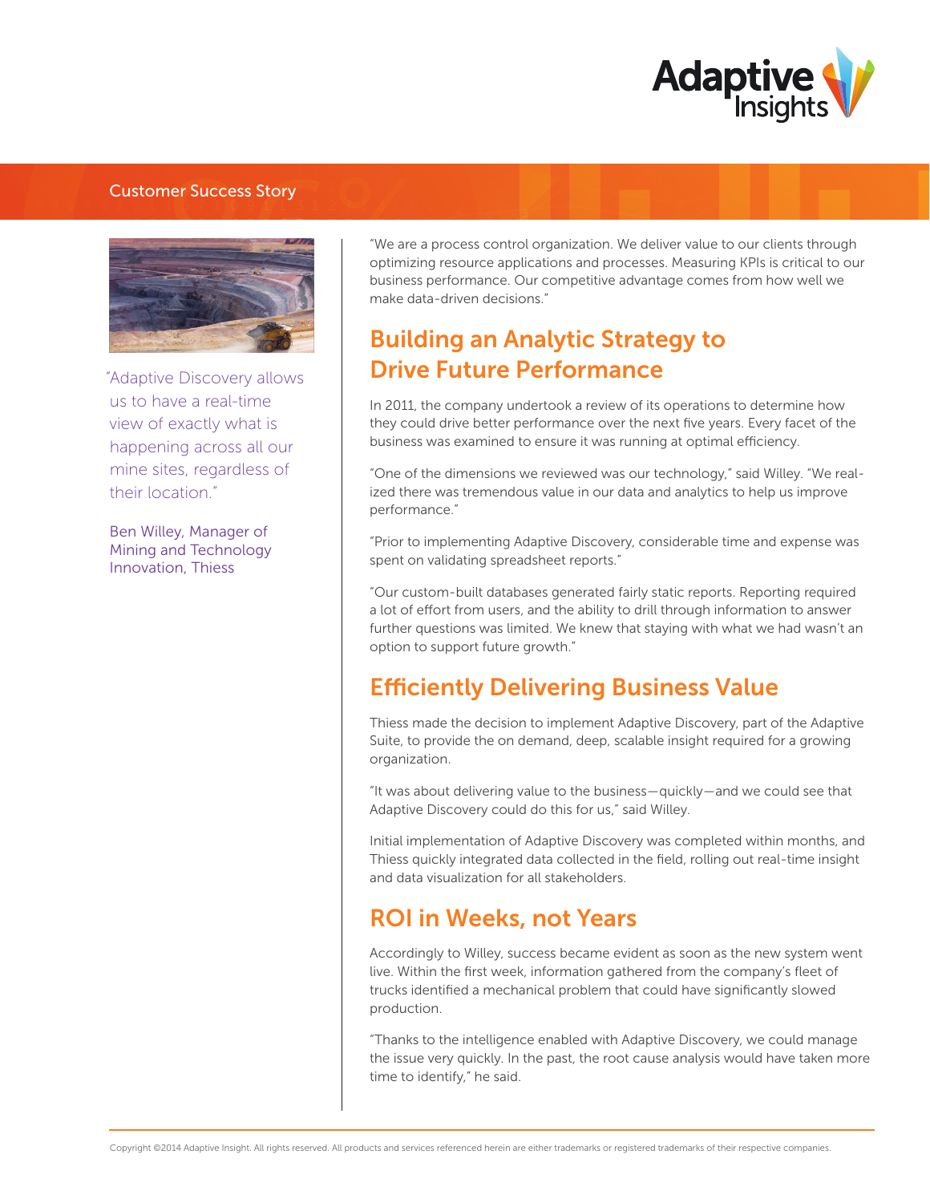Customer Success Story

"Adaptive Discovery allows us to have a real-time view of exactly what is happening across all our mine sites, regardless of their location."

Ben Willey, Manager of Mining and Technology Innovation, Thiess

"We are a process control organization. We deliver value to our clients through optimizing resource applications and processes. Measuring KPIs is critical to our business performance. Our competitive advantage comes from how well we make data-driven decisions."

## Building an Analytic Strategy to Drive Future Performance

In 2011, the company undertook a review of its operations to determine how they could drive better performance over the next five years. Every facet of the business was examined to ensure it was running at optimal efficiency.

"One of the dimensions we reviewed was our technology," said Willey. "We realized there was tremendous value in our data and analytics to help us improve performance."

"Prior to implementing Adaptive Discovery, considerable time and expense was spent on validating spreadsheet reports."

"Our custom-built databases generated fairly static reports. Reporting required a lot of effort from users, and the ability to drill through information to answer further questions was limited. We knew that staying with what we had wasn't an option to support future growth."

## Efficiently Delivering Business Value

Thiess made the decision to implement Adaptive Discovery, part of the Adaptive Suite, to provide the on demand, deep, scalable insight required for a growing organization.

"It was about delivering value to the business—quickly—and we could see that Adaptive Discovery could do this for us," said Willey.

Initial implementation of Adaptive Discovery was completed within months, and Thiess quickly integrated data collected in the field, rolling out real-time insight and data visualization for all stakeholders.

## ROI in Weeks, not Years

Accordingly to Willey, success became evident as soon as the new system went live. Within the first week, information gathered from the company's fleet of trucks identified a mechanical problem that could have significantly slowed production.

"Thanks to the intelligence enabled with Adaptive Discovery, we could manage the issue very quickly. In the past, the root cause analysis would have taken more time to identify," he said.

Copyright ©2014 Adaptive Insight. All rights reserved. All products and services referenced herein are either trademarks or registered trademarks of their respective companies.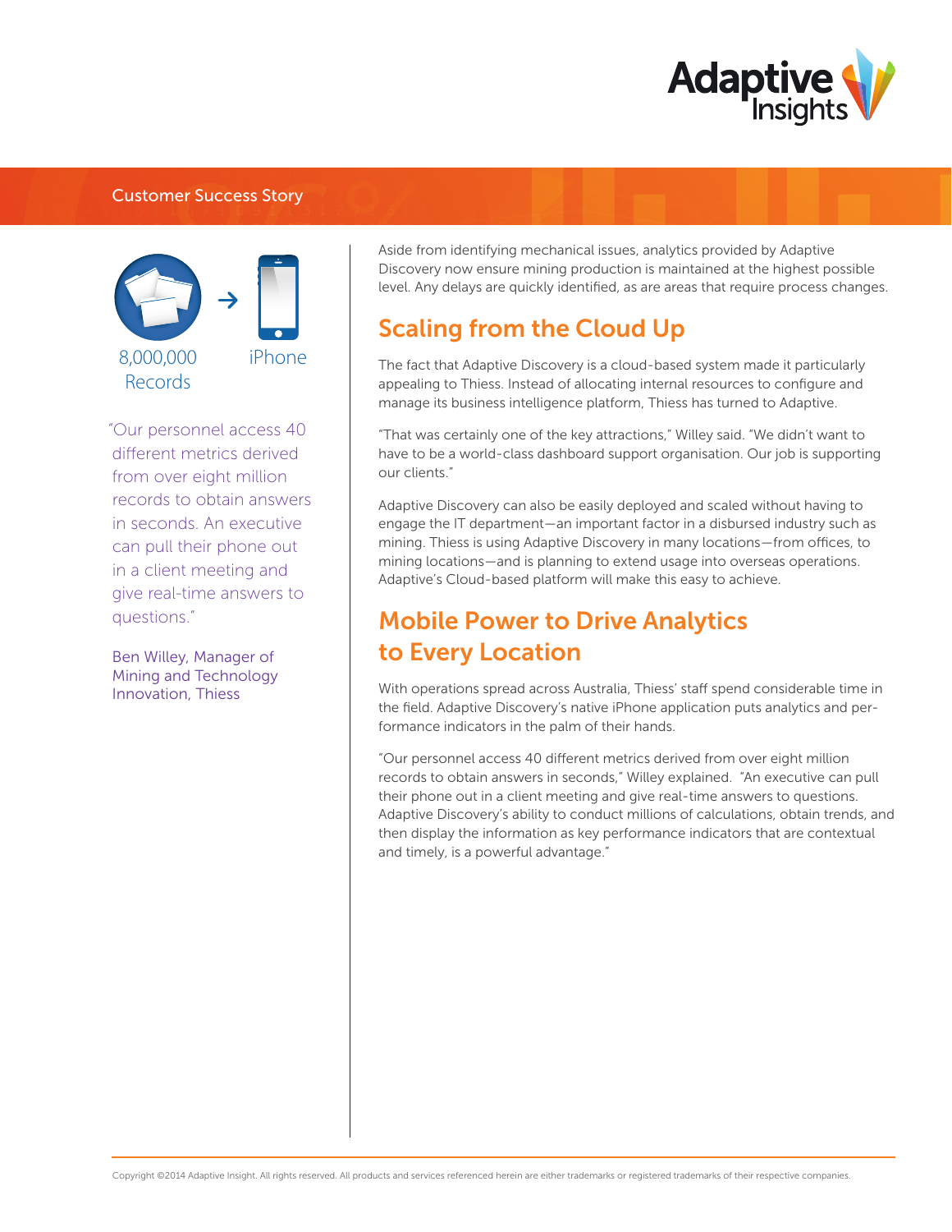Customer Success Story

8,000,000 Records → iPhone

"Our personnel access 40 different metrics derived from over eight million records to obtain answers in seconds. An executive can pull their phone out in a client meeting and give real-time answers to questions."

Ben Willey, Manager of Mining and Technology Innovation, Thiess

Aside from identifying mechanical issues, analytics provided by Adaptive Discovery now ensure mining production is maintained at the highest possible level. Any delays are quickly identified, as are areas that require process changes.

## Scaling from the Cloud Up

The fact that Adaptive Discovery is a cloud-based system made it particularly appealing to Thiess. Instead of allocating internal resources to configure and manage its business intelligence platform, Thiess has turned to Adaptive.

"That was certainly one of the key attractions," Willey said. "We didn't want to have to be a world-class dashboard support organisation. Our job is supporting our clients."

Adaptive Discovery can also be easily deployed and scaled without having to engage the IT department—an important factor in a disbursed industry such as mining. Thiess is using Adaptive Discovery in many locations—from offices, to mining locations—and is planning to extend usage into overseas operations. Adaptive's Cloud-based platform will make this easy to achieve.

## Mobile Power to Drive Analytics to Every Location

With operations spread across Australia, Thiess' staff spend considerable time in the field. Adaptive Discovery's native iPhone application puts analytics and performance indicators in the palm of their hands.

"Our personnel access 40 different metrics derived from over eight million records to obtain answers in seconds," Willey explained. "An executive can pull their phone out in a client meeting and give real-time answers to questions. Adaptive Discovery's ability to conduct millions of calculations, obtain trends, and then display the information as key performance indicators that are contextual and timely, is a powerful advantage."

Copyright ©2014 Adaptive Insight. All rights reserved. All products and services referenced herein are either trademarks or registered trademarks of their respective companies.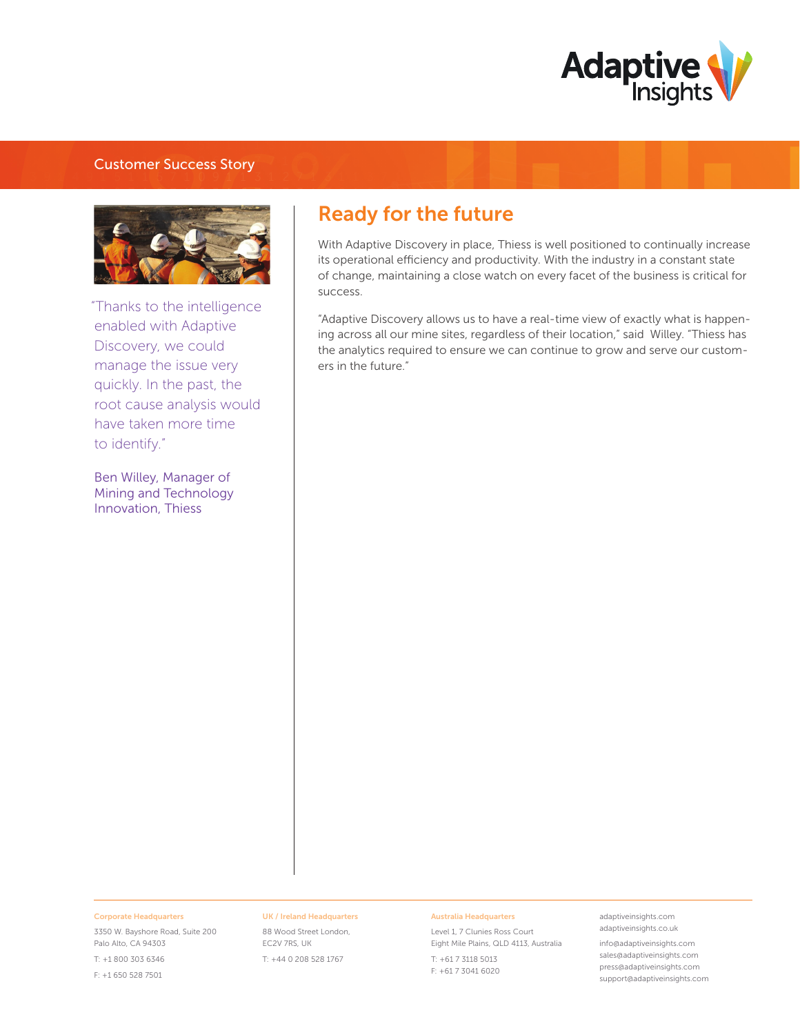Customer Success Story

"Thanks to the intelligence enabled with Adaptive Discovery, we could manage the issue very quickly. In the past, the root cause analysis would have taken more time to identify."

Ben Willey, Manager of Mining and Technology Innovation, Thiess

## Ready for the future

With Adaptive Discovery in place, Thiess is well positioned to continually increase its operational efficiency and productivity. With the industry in a constant state of change, maintaining a close watch on every facet of the business is critical for success.

"Adaptive Discovery allows us to have a real-time view of exactly what is happening across all our mine sites, regardless of their location," said Willey. "Thiess has the analytics required to ensure we can continue to grow and serve our customers in the future."

**Corporate Headquarters**
3350 W. Bayshore Road, Suite 200
Palo Alto, CA 94303
T: +1 800 303 6346
F: +1 650 528 7501

**UK / Ireland Headquarters**
88 Wood Street London,
EC2V 7RS, UK
T: +44 0 208 528 1767

**Australia Headquarters**
Level 1, 7 Clunies Ross Court
Eight Mile Plains, QLD 4113, Australia
T: +61 7 3118 5013
F: +61 7 3041 6020

adaptiveinsights.com
adaptiveinsights.co.uk
info@adaptiveinsights.com
sales@adaptiveinsights.com
press@adaptiveinsights.com
support@adaptiveinsights.com